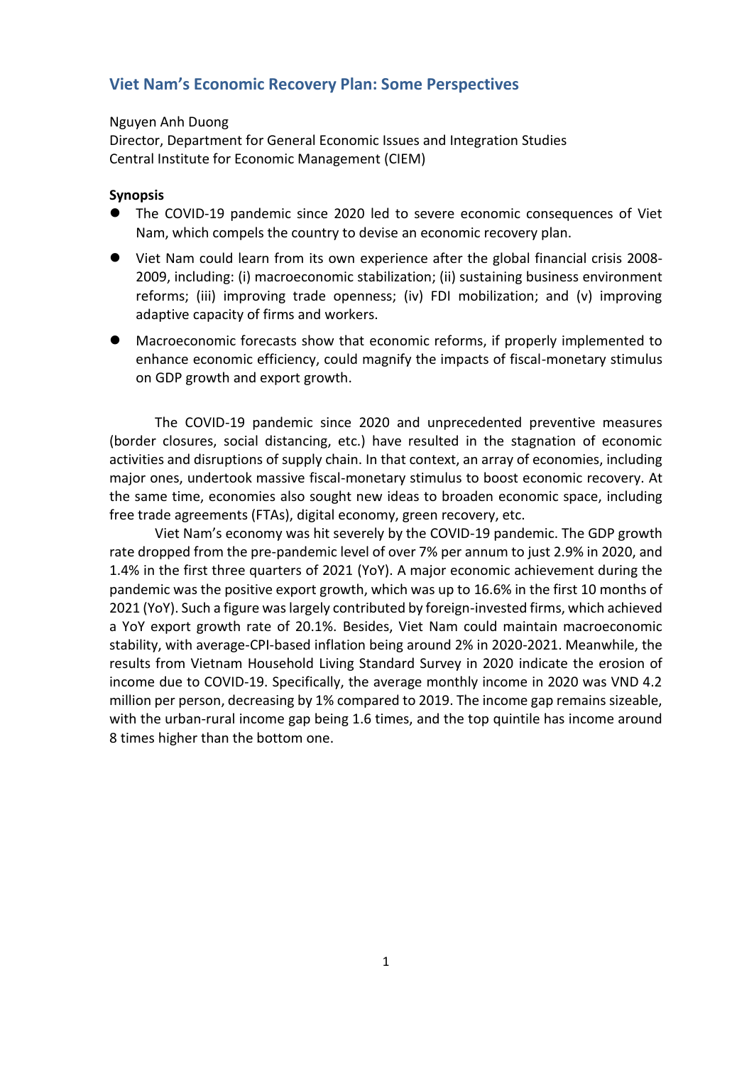# Viet Nam's Economic Recovery Plan: Some Perspectives

Nguyen Anh Duong
Director, Department for General Economic Issues and Integration Studies
Central Institute for Economic Management (CIEM)

**Synopsis**

- The COVID-19 pandemic since 2020 led to severe economic consequences of Viet Nam, which compels the country to devise an economic recovery plan.
- Viet Nam could learn from its own experience after the global financial crisis 2008-2009, including: (i) macroeconomic stabilization; (ii) sustaining business environment reforms; (iii) improving trade openness; (iv) FDI mobilization; and (v) improving adaptive capacity of firms and workers.
- Macroeconomic forecasts show that economic reforms, if properly implemented to enhance economic efficiency, could magnify the impacts of fiscal-monetary stimulus on GDP growth and export growth.

The COVID-19 pandemic since 2020 and unprecedented preventive measures (border closures, social distancing, etc.) have resulted in the stagnation of economic activities and disruptions of supply chain. In that context, an array of economies, including major ones, undertook massive fiscal-monetary stimulus to boost economic recovery. At the same time, economies also sought new ideas to broaden economic space, including free trade agreements (FTAs), digital economy, green recovery, etc.

Viet Nam's economy was hit severely by the COVID-19 pandemic. The GDP growth rate dropped from the pre-pandemic level of over 7% per annum to just 2.9% in 2020, and 1.4% in the first three quarters of 2021 (YoY). A major economic achievement during the pandemic was the positive export growth, which was up to 16.6% in the first 10 months of 2021 (YoY). Such a figure was largely contributed by foreign-invested firms, which achieved a YoY export growth rate of 20.1%. Besides, Viet Nam could maintain macroeconomic stability, with average-CPI-based inflation being around 2% in 2020-2021. Meanwhile, the results from Vietnam Household Living Standard Survey in 2020 indicate the erosion of income due to COVID-19. Specifically, the average monthly income in 2020 was VND 4.2 million per person, decreasing by 1% compared to 2019. The income gap remains sizeable, with the urban-rural income gap being 1.6 times, and the top quintile has income around 8 times higher than the bottom one.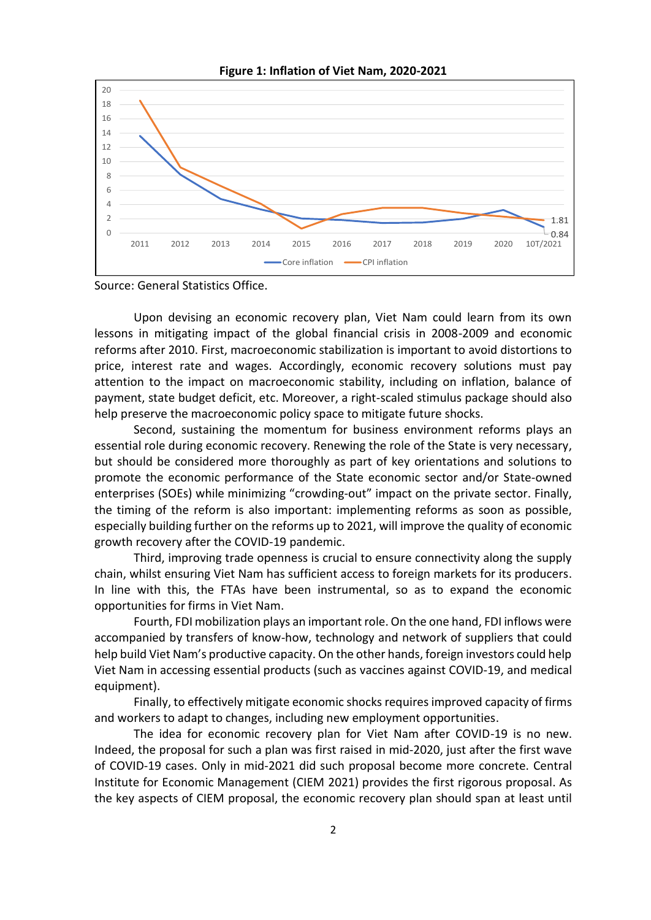**Figure 1: Inflation of Viet Nam, 2020-2021**

Source: General Statistics Office.

Upon devising an economic recovery plan, Viet Nam could learn from its own lessons in mitigating impact of the global financial crisis in 2008-2009 and economic reforms after 2010. First, macroeconomic stabilization is important to avoid distortions to price, interest rate and wages. Accordingly, economic recovery solutions must pay attention to the impact on macroeconomic stability, including on inflation, balance of payment, state budget deficit, etc. Moreover, a right-scaled stimulus package should also help preserve the macroeconomic policy space to mitigate future shocks.

Second, sustaining the momentum for business environment reforms plays an essential role during economic recovery. Renewing the role of the State is very necessary, but should be considered more thoroughly as part of key orientations and solutions to promote the economic performance of the State economic sector and/or State-owned enterprises (SOEs) while minimizing "crowding-out" impact on the private sector. Finally, the timing of the reform is also important: implementing reforms as soon as possible, especially building further on the reforms up to 2021, will improve the quality of economic growth recovery after the COVID-19 pandemic.

Third, improving trade openness is crucial to ensure connectivity along the supply chain, whilst ensuring Viet Nam has sufficient access to foreign markets for its producers. In line with this, the FTAs have been instrumental, so as to expand the economic opportunities for firms in Viet Nam.

Fourth, FDI mobilization plays an important role. On the one hand, FDI inflows were accompanied by transfers of know-how, technology and network of suppliers that could help build Viet Nam's productive capacity. On the other hands, foreign investors could help Viet Nam in accessing essential products (such as vaccines against COVID-19, and medical equipment).

Finally, to effectively mitigate economic shocks requires improved capacity of firms and workers to adapt to changes, including new employment opportunities.

The idea for economic recovery plan for Viet Nam after COVID-19 is no new. Indeed, the proposal for such a plan was first raised in mid-2020, just after the first wave of COVID-19 cases. Only in mid-2021 did such proposal become more concrete. Central Institute for Economic Management (CIEM 2021) provides the first rigorous proposal. As the key aspects of CIEM proposal, the economic recovery plan should span at least until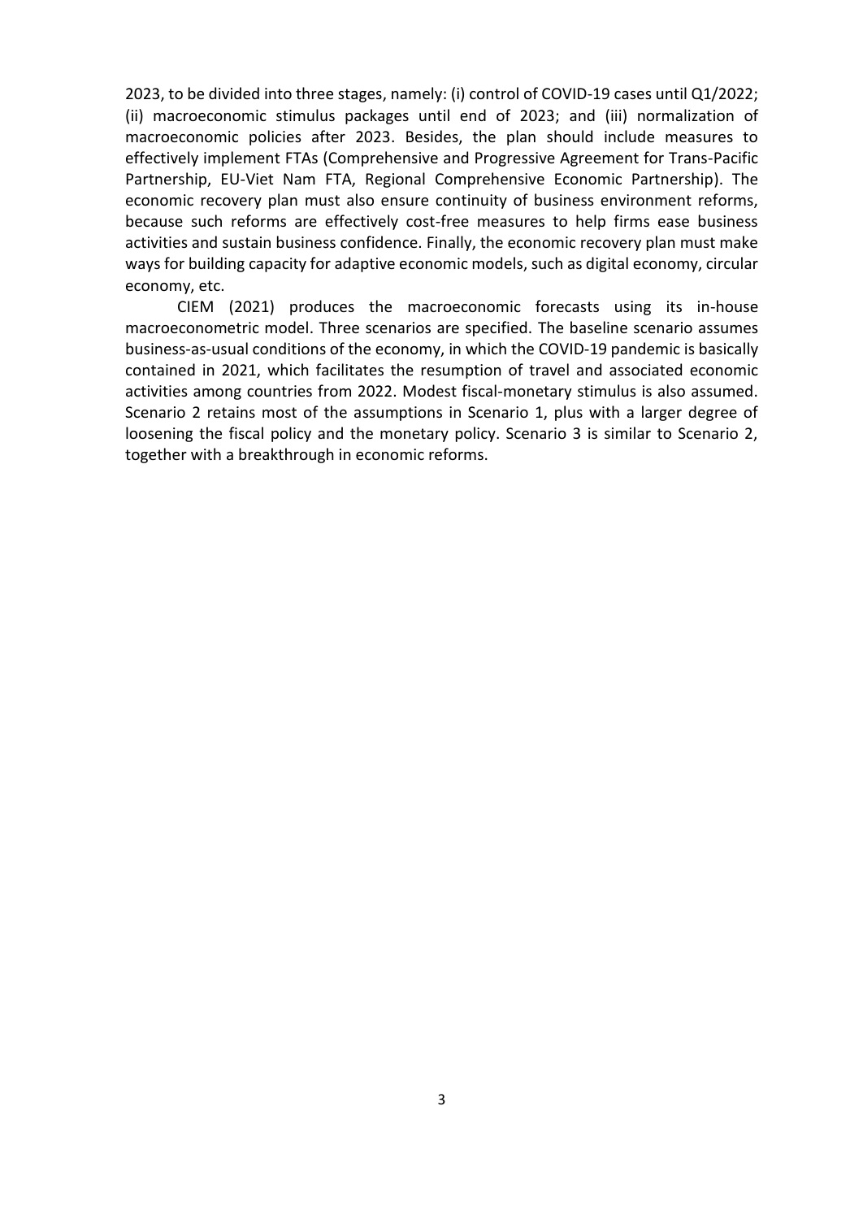2023, to be divided into three stages, namely: (i) control of COVID-19 cases until Q1/2022; (ii) macroeconomic stimulus packages until end of 2023; and (iii) normalization of macroeconomic policies after 2023. Besides, the plan should include measures to effectively implement FTAs (Comprehensive and Progressive Agreement for Trans-Pacific Partnership, EU-Viet Nam FTA, Regional Comprehensive Economic Partnership). The economic recovery plan must also ensure continuity of business environment reforms, because such reforms are effectively cost-free measures to help firms ease business activities and sustain business confidence. Finally, the economic recovery plan must make ways for building capacity for adaptive economic models, such as digital economy, circular economy, etc.

CIEM (2021) produces the macroeconomic forecasts using its in-house macroeconometric model. Three scenarios are specified. The baseline scenario assumes business-as-usual conditions of the economy, in which the COVID-19 pandemic is basically contained in 2021, which facilitates the resumption of travel and associated economic activities among countries from 2022. Modest fiscal-monetary stimulus is also assumed. Scenario 2 retains most of the assumptions in Scenario 1, plus with a larger degree of loosening the fiscal policy and the monetary policy. Scenario 3 is similar to Scenario 2, together with a breakthrough in economic reforms.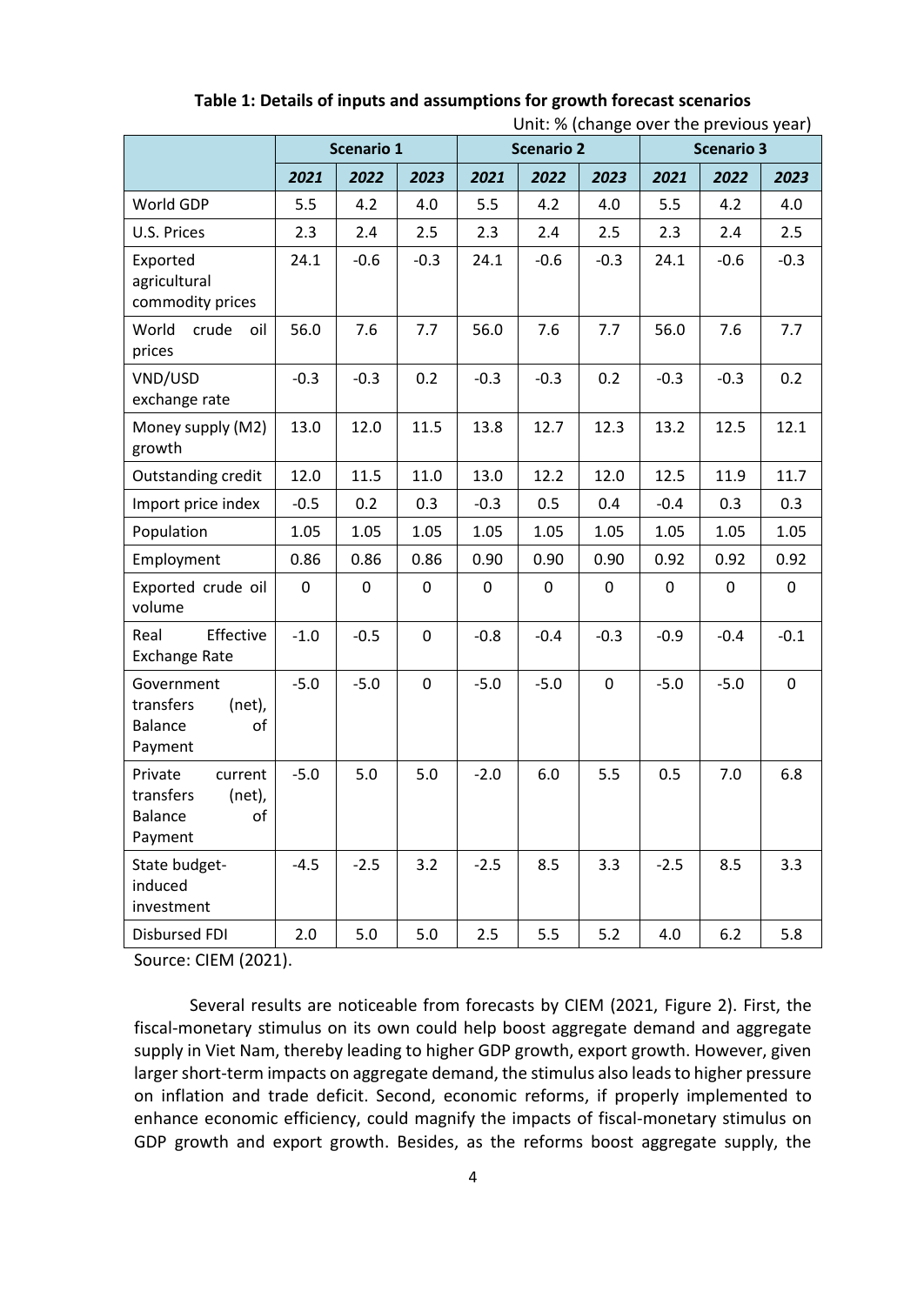**Table 1: Details of inputs and assumptions for growth forecast scenarios**

Unit: % (change over the previous year)

| | Scenario 1 | | | Scenario 2 | | | Scenario 3 | | |
|---|---|---|---|---|---|---|---|---|---|
| | *2021* | *2022* | *2023* | *2021* | *2022* | *2023* | *2021* | *2022* | *2023* |
| World GDP | 5.5 | 4.2 | 4.0 | 5.5 | 4.2 | 4.0 | 5.5 | 4.2 | 4.0 |
| U.S. Prices | 2.3 | 2.4 | 2.5 | 2.3 | 2.4 | 2.5 | 2.3 | 2.4 | 2.5 |
| Exported agricultural commodity prices | 24.1 | -0.6 | -0.3 | 24.1 | -0.6 | -0.3 | 24.1 | -0.6 | -0.3 |
| World crude oil prices | 56.0 | 7.6 | 7.7 | 56.0 | 7.6 | 7.7 | 56.0 | 7.6 | 7.7 |
| VND/USD exchange rate | -0.3 | -0.3 | 0.2 | -0.3 | -0.3 | 0.2 | -0.3 | -0.3 | 0.2 |
| Money supply (M2) growth | 13.0 | 12.0 | 11.5 | 13.8 | 12.7 | 12.3 | 13.2 | 12.5 | 12.1 |
| Outstanding credit | 12.0 | 11.5 | 11.0 | 13.0 | 12.2 | 12.0 | 12.5 | 11.9 | 11.7 |
| Import price index | -0.5 | 0.2 | 0.3 | -0.3 | 0.5 | 0.4 | -0.4 | 0.3 | 0.3 |
| Population | 1.05 | 1.05 | 1.05 | 1.05 | 1.05 | 1.05 | 1.05 | 1.05 | 1.05 |
| Employment | 0.86 | 0.86 | 0.86 | 0.90 | 0.90 | 0.90 | 0.92 | 0.92 | 0.92 |
| Exported crude oil volume | 0 | 0 | 0 | 0 | 0 | 0 | 0 | 0 | 0 |
| Real Effective Exchange Rate | -1.0 | -0.5 | 0 | -0.8 | -0.4 | -0.3 | -0.9 | -0.4 | -0.1 |
| Government transfers (net), Balance of Payment | -5.0 | -5.0 | 0 | -5.0 | -5.0 | 0 | -5.0 | -5.0 | 0 |
| Private current transfers (net), Balance of Payment | -5.0 | 5.0 | 5.0 | -2.0 | 6.0 | 5.5 | 0.5 | 7.0 | 6.8 |
| State budget-induced investment | -4.5 | -2.5 | 3.2 | -2.5 | 8.5 | 3.3 | -2.5 | 8.5 | 3.3 |
| Disbursed FDI | 2.0 | 5.0 | 5.0 | 2.5 | 5.5 | 5.2 | 4.0 | 6.2 | 5.8 |

Source: CIEM (2021).

Several results are noticeable from forecasts by CIEM (2021, Figure 2). First, the fiscal-monetary stimulus on its own could help boost aggregate demand and aggregate supply in Viet Nam, thereby leading to higher GDP growth, export growth. However, given larger short-term impacts on aggregate demand, the stimulus also leads to higher pressure on inflation and trade deficit. Second, economic reforms, if properly implemented to enhance economic efficiency, could magnify the impacts of fiscal-monetary stimulus on GDP growth and export growth. Besides, as the reforms boost aggregate supply, the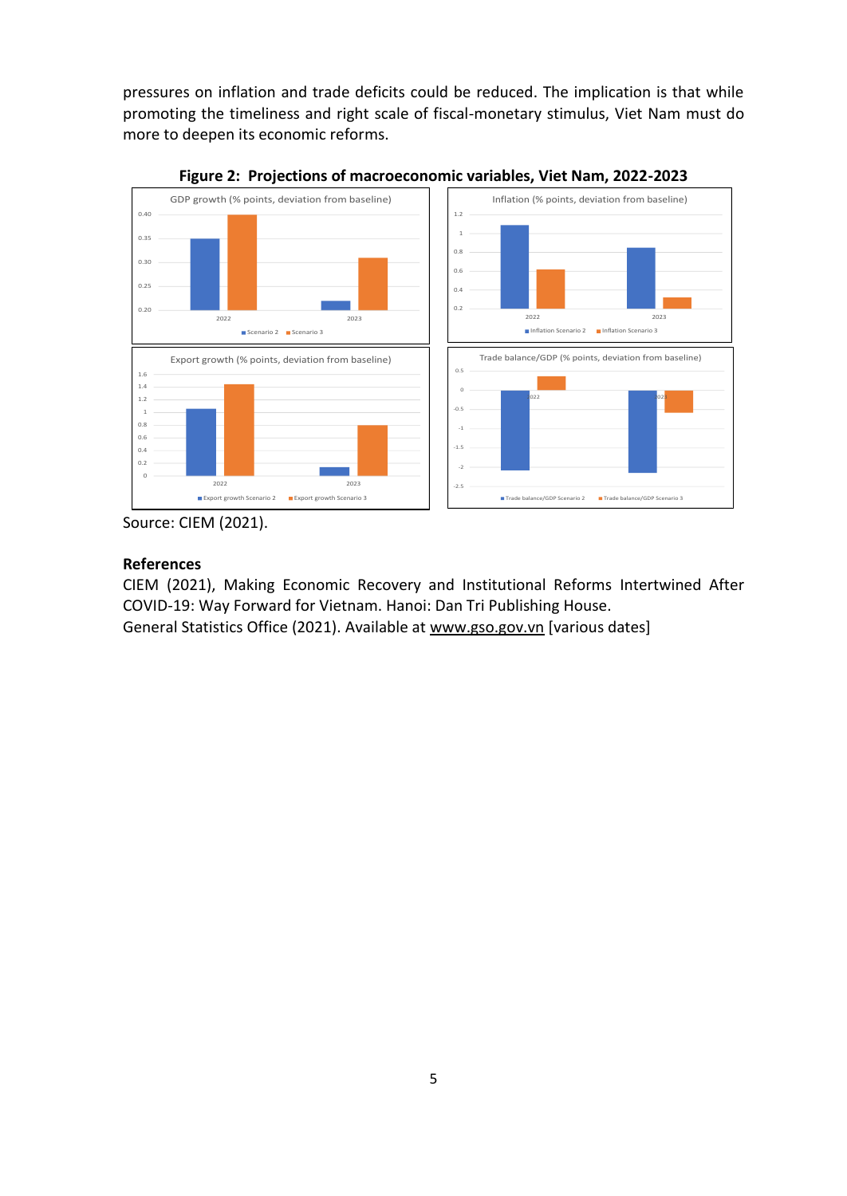pressures on inflation and trade deficits could be reduced. The implication is that while promoting the timeliness and right scale of fiscal-monetary stimulus, Viet Nam must do more to deepen its economic reforms.

**Figure 2: Projections of macroeconomic variables, Viet Nam, 2022-2023**

GDP growth (% points, deviation from baseline)

0.40
0.35
0.30
0.25
0.20

2022
2023

Scenario 2
Scenario 3

Inflation (% points, deviation from baseline)

1.2
1
0.8
0.6
0.4
0.2

2022
2023

Inflation Scenario 2
Inflation Scenario 3

Export growth (% points, deviation from baseline)

1.6
1.4
1.2
1
0.8
0.6
0.4
0.2
0

2022
2023

Export growth Scenario 2
Export growth Scenario 3

Trade balance/GDP (% points, deviation from baseline)

0.5
0
-0.5
-1
-1.5
-2
-2.5

022
023

Trade balance/GDP Scenario 2
Trade balance/GDP Scenario 3

Source: CIEM (2021).

## References

CIEM (2021), Making Economic Recovery and Institutional Reforms Intertwined After COVID-19: Way Forward for Vietnam. Hanoi: Dan Tri Publishing House.

General Statistics Office (2021). Available at www.gso.gov.vn [various dates]